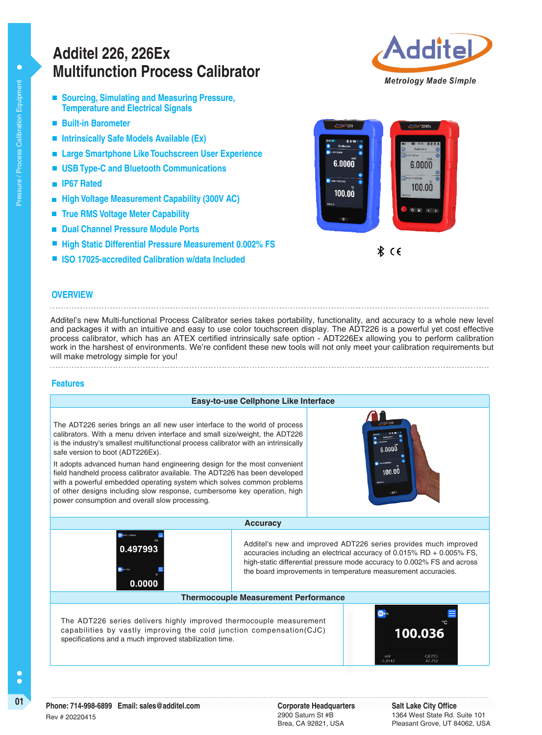# Additel 226, 226Ex Multifunction Process Calibrator

- Sourcing, Simulating and Measuring Pressure, Temperature and Electrical Signals
- Built-in Barometer
- Intrinsically Safe Models Available (Ex)
- Large Smartphone Like Touchscreen User Experience
- USB Type-C and Bluetooth Communications
- IP67 Rated
- High Voltage Measurement Capability (300V AC)
- True RMS Voltage Meter Capability
- Dual Channel Pressure Module Ports
- High Static Differential Pressure Measurement 0.002% FS
- ISO 17025-accredited Calibration w/data Included

## OVERVIEW

Additel's new Multi-functional Process Calibrator series takes portability, functionality, and accuracy to a whole new level and packages it with an intuitive and easy to use color touchscreen display. The ADT226 is a powerful yet cost effective process calibrator, which has an ATEX certified intrinsically safe option - ADT226Ex allowing you to perform calibration work in the harshest of environments. We're confident these new tools will not only meet your calibration requirements but will make metrology simple for you!

## Features

### Easy-to-use Cellphone Like Interface

The ADT226 series brings an all new user interface to the world of process calibrators. With a menu driven interface and small size/weight, the ADT226 is the industry's smallest multifunctional process calibrator with an intrinsically safe version to boot (ADT226Ex).

It adopts advanced human hand engineering design for the most convenient field handheld process calibrator available. The ADT226 has been developed with a powerful embedded operating system which solves common problems of other designs including slow response, cumbersome key operation, high power consumption and overall slow processing.

### Accuracy

Additel's new and improved ADT226 series provides much improved accuracies including an electrical accuracy of 0.015% RD + 0.005% FS, high-static differential pressure mode accuracy to 0.002% FS and across the board improvements in temperature measurement accuracies.

### Thermocouple Measurement Performance

The ADT226 series delivers highly improved thermocouple measurement capabilities by vastly improving the cold junction compensation(CJC) specifications and a much improved stabilization time.

Phone: 714-998-6899 Email: sales@additel.com

Rev # 20220415

**Corporate Headquarters**
2900 Saturn St #B
Brea, CA 92821, USA

**Salt Lake City Office**
1364 West State Rd. Suite 101
Pleasant Grove, UT 84062, USA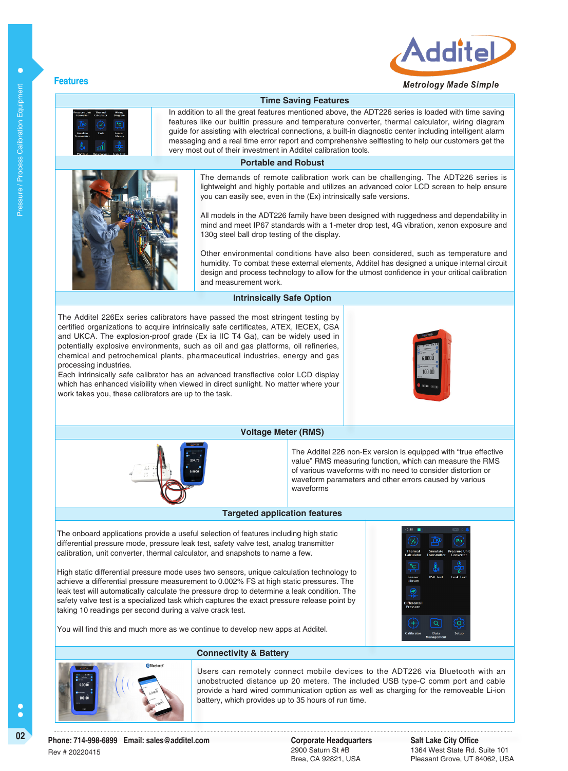## Features

### Time Saving Features

In addition to all the great features mentioned above, the ADT226 series is loaded with time saving features like our builtin pressure and temperature converter, thermal calculator, wiring diagram guide for assisting with electrical connections, a built-in diagnostic center including intelligent alarm messaging and a real time error report and comprehensive selftesting to help our customers get the very most out of their investment in Additel calibration tools.

### Portable and Robust

The demands of remote calibration work can be challenging. The ADT226 series is lightweight and highly portable and utilizes an advanced color LCD screen to help ensure you can easily see, even in the (Ex) intrinsically safe versions.

All models in the ADT226 family have been designed with ruggedness and dependability in mind and meet IP67 standards with a 1-meter drop test, 4G vibration, xenon exposure and 130g steel ball drop testing of the display.

Other environmental conditions have also been considered, such as temperature and humidity. To combat these external elements, Additel has designed a unique internal circuit design and process technology to allow for the utmost confidence in your critical calibration and measurement work.

### Intrinsically Safe Option

The Additel 226Ex series calibrators have passed the most stringent testing by certified organizations to acquire intrinsically safe certificates, ATEX, IECEX, CSA and UKCA. The explosion-proof grade (Ex ia IIC T4 Ga), can be widely used in potentially explosive environments, such as oil and gas platforms, oil refineries, chemical and petrochemical plants, pharmaceutical industries, energy and gas processing industries.

Each intrinsically safe calibrator has an advanced transflective color LCD display which has enhanced visibility when viewed in direct sunlight. No matter where your work takes you, these calibrators are up to the task.

### Voltage Meter (RMS)

The Additel 226 non-Ex version is equipped with “true effective value” RMS measuring function, which can measure the RMS of various waveforms with no need to consider distortion or waveform parameters and other errors caused by various waveforms

### Targeted application features

The onboard applications provide a useful selection of features including high static differential pressure mode, pressure leak test, safety valve test, analog transmitter calibration, unit converter, thermal calculator, and snapshots to name a few.

High static differential pressure mode uses two sensors, unique calculation technology to achieve a differential pressure measurement to 0.002% FS at high static pressures. The leak test will automatically calculate the pressure drop to determine a leak condition. The safety valve test is a specialized task which captures the exact pressure release point by taking 10 readings per second during a valve crack test.

You will find this and much more as we continue to develop new apps at Additel.

### Connectivity & Battery

Users can remotely connect mobile devices to the ADT226 via Bluetooth with an unobstructed distance up 20 meters. The included USB type-C comm port and cable provide a hard wired communication option as well as charging for the removeable Li-ion battery, which provides up to 35 hours of run time.

**Phone: 714-998-6899 Email: sales@additel.com**
Rev # 20220415

**Corporate Headquarters**
2900 Saturn St #B
Brea, CA 92821, USA

**Salt Lake City Office**
1364 West State Rd. Suite 101
Pleasant Grove, UT 84062, USA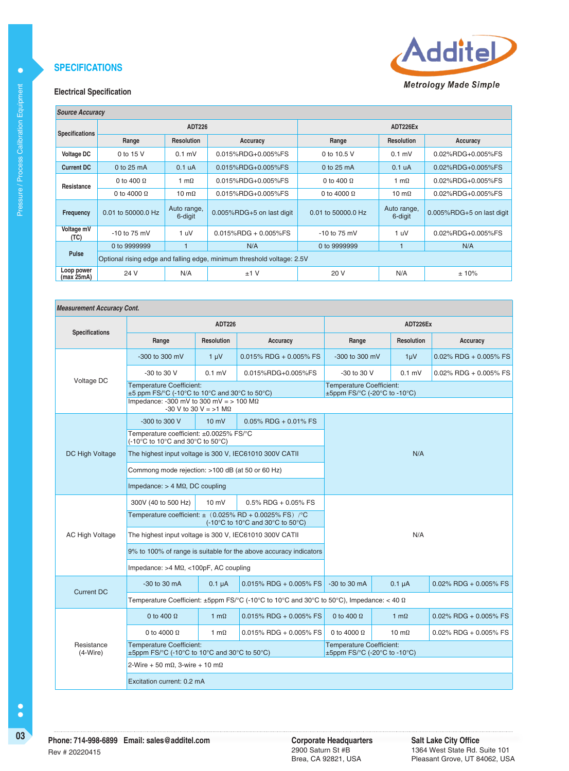## SPECIFICATIONS

### Electrical Specification

| *Source Accuracy* | | | | | | |
|---|---|---|---|---|---|---|
| **Specifications** | **ADT226** | | | **ADT226Ex** | | |
| | **Range** | **Resolution** | **Accuracy** | **Range** | **Resolution** | **Accuracy** |
| **Voltage DC** | 0 to 15 V | 0.1 mV | 0.015%RDG+0.005%FS | 0 to 10.5 V | 0.1 mV | 0.02%RDG+0.005%FS |
| **Current DC** | 0 to 25 mA | 0.1 uA | 0.015%RDG+0.005%FS | 0 to 25 mA | 0.1 uA | 0.02%RDG+0.005%FS |
| **Resistance** | 0 to 400 Ω | 1 mΩ | 0.015%RDG+0.005%FS | 0 to 400 Ω | 1 mΩ | 0.02%RDG+0.005%FS |
| | 0 to 4000 Ω | 10 mΩ | 0.015%RDG+0.005%FS | 0 to 4000 Ω | 10 mΩ | 0.02%RDG+0.005%FS |
| **Frequency** | 0.01 to 50000.0 Hz | Auto range, 6-digit | 0.005%RDG+5 on last digit | 0.01 to 50000.0 Hz | Auto range, 6-digit | 0.005%RDG+5 on last digit |
| **Voltage mV (TC)** | -10 to 75 mV | 1 uV | 0.015%RDG + 0.005%FS | -10 to 75 mV | 1 uV | 0.02%RDG+0.005%FS |
| **Pulse** | 0 to 9999999 | 1 | N/A | 0 to 9999999 | 1 | N/A |
| | Optional rising edge and falling edge, minimum threshold voltage: 2.5V | | | | | |
| **Loop power (max 25mA)** | 24 V | N/A | ±1 V | 20 V | N/A | ± 10% |

| *Measurement Accuracy Cont.* | | | | | | |
|---|---|---|---|---|---|---|
| **Specifications** | **ADT226** | | | **ADT226Ex** | | |
| | **Range** | **Resolution** | **Accuracy** | **Range** | **Resolution** | **Accuracy** |
| Voltage DC | -300 to 300 mV | 1 μV | 0.015% RDG + 0.005% FS | -300 to 300 mV | 1μV | 0.02% RDG + 0.005% FS |
| | -30 to 30 V | 0.1 mV | 0.015%RDG+0.005%FS | -30 to 30 V | 0.1 mV | 0.02% RDG + 0.005% FS |
| | Temperature Coefficient: ±5 ppm FS/°C (-10°C to 10°C and 30°C to 50°C) | | | Temperature Coefficient: ±5ppm FS/°C (-20°C to -10°C) | | |
| | Impedance: -300 mV to 300 mV = > 100 MΩ; -30 V to 30 V = >1 MΩ | | | | | |
| DC High Voltage | -300 to 300 V | 10 mV | 0.05% RDG + 0.01% FS | N/A | | |
| | Temperature coefficient: ±0.0025% FS/°C (-10°C to 10°C and 30°C to 50°C) | | | | | |
| | The highest input voltage is 300 V, IEC61010 300V CATII | | | | | |
| | Commong mode rejection: >100 dB (at 50 or 60 Hz) | | | | | |
| | Impedance: > 4 MΩ, DC coupling | | | | | |
| AC High Voltage | 300V (40 to 500 Hz) | 10 mV | 0.5% RDG + 0.05% FS | N/A | | |
| | Temperature coefficient: ±（0.025% RD + 0.0025% FS）/°C (-10°C to 10°C and 30°C to 50°C) | | | | | |
| | The highest input voltage is 300 V, IEC61010 300V CATII | | | | | |
| | 9% to 100% of range is suitable for the above accuracy indicators | | | | | |
| | Impedance: >4 MΩ, <100pF, AC coupling | | | | | |
| Current DC | -30 to 30 mA | 0.1 μA | 0.015% RDG + 0.005% FS | -30 to 30 mA | 0.1 μA | 0.02% RDG + 0.005% FS |
| | Temperature Coefficient: ±5ppm FS/°C (-10°C to 10°C and 30°C to 50°C), Impedance: < 40 Ω | | | | | |
| Resistance (4-Wire) | 0 to 400 Ω | 1 mΩ | 0.015% RDG + 0.005% FS | 0 to 400 Ω | 1 mΩ | 0.02% RDG + 0.005% FS |
| | 0 to 4000 Ω | 1 mΩ | 0.015% RDG + 0.005% FS | 0 to 4000 Ω | 10 mΩ | 0.02% RDG + 0.005% FS |
| | Temperature Coefficient: ±5ppm FS/°C (-10°C to 10°C and 30°C to 50°C) | | | Temperature Coefficient: ±5ppm FS/°C (-20°C to -10°C) | | |
| | 2-Wire + 50 mΩ, 3-wire + 10 mΩ | | | | | |
| | Excitation current: 0.2 mA | | | | | |

**Phone: 714-998-6899 Email: sales@additel.com**
Rev # 20220415

**Corporate Headquarters**
2900 Saturn St #B
Brea, CA 92821, USA

**Salt Lake City Office**
1364 West State Rd. Suite 101
Pleasant Grove, UT 84062, USA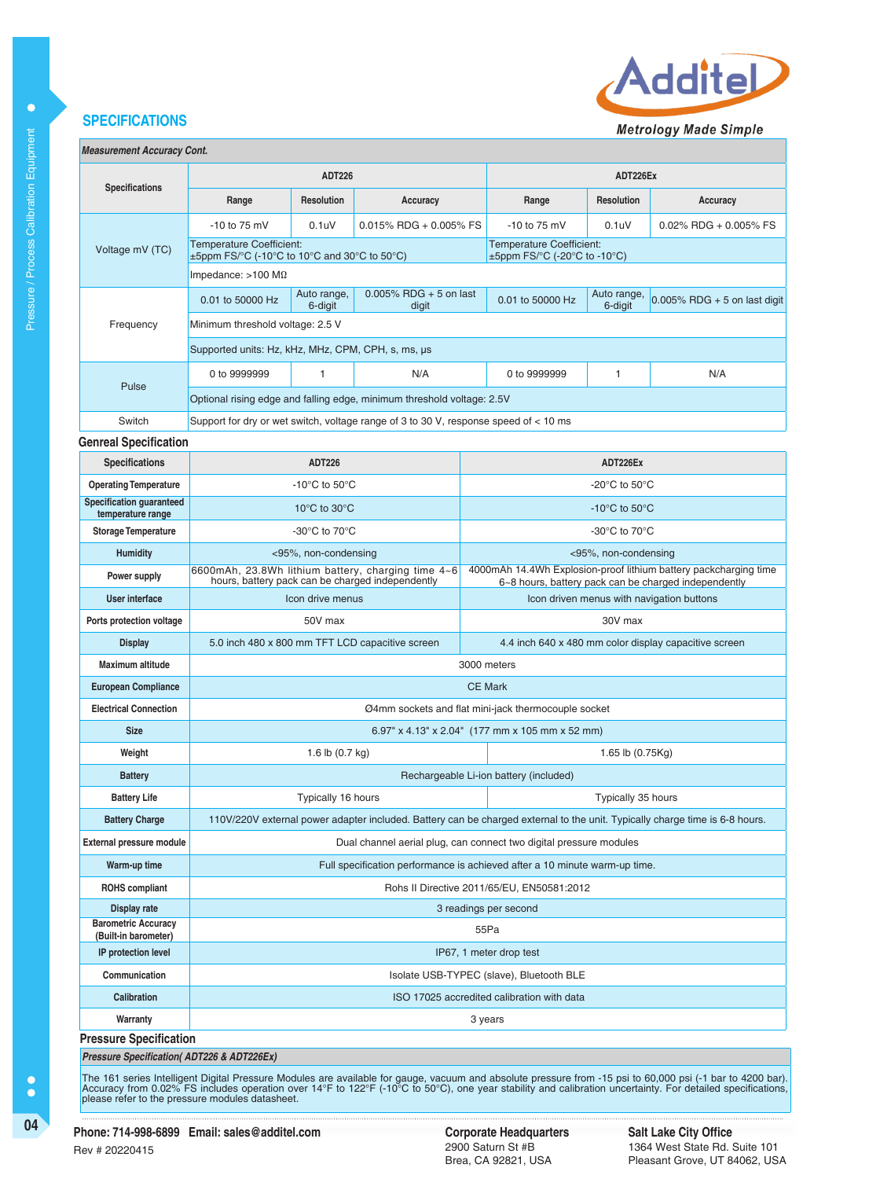## SPECIFICATIONS

| *Measurement Accuracy Cont.* | | | | | | |
|---|---|---|---|---|---|---|
| **Specifications** | **ADT226** | | | **ADT226Ex** | | |
| | **Range** | **Resolution** | **Accuracy** | **Range** | **Resolution** | **Accuracy** |
| Voltage mV (TC) | -10 to 75 mV | 0.1uV | 0.015% RDG + 0.005% FS | -10 to 75 mV | 0.1uV | 0.02% RDG + 0.005% FS |
| | Temperature Coefficient: ±5ppm FS/°C (-10°C to 10°C and 30°C to 50°C) | | | Temperature Coefficient: ±5ppm FS/°C (-20°C to -10°C) | | |
| | Impedance: >100 MΩ | | | | | |
| Frequency | 0.01 to 50000 Hz | Auto range, 6-digit | 0.005% RDG + 5 on last digit | 0.01 to 50000 Hz | Auto range, 6-digit | 0.005% RDG + 5 on last digit |
| | Minimum threshold voltage: 2.5 V | | | | | |
| | Supported units: Hz, kHz, MHz, CPM, CPH, s, ms, μs | | | | | |
| Pulse | 0 to 9999999 | 1 | N/A | 0 to 9999999 | 1 | N/A |
| | Optional rising edge and falling edge, minimum threshold voltage: 2.5V | | | | | |
| Switch | Support for dry or wet switch, voltage range of 3 to 30 V, response speed of < 10 ms | | | | | |

### Genreal Specification

| Specifications | ADT226 | ADT226Ex |
|---|---|---|
| **Operating Temperature** | -10°C to 50°C | -20°C to 50°C |
| **Specification guaranteed temperature range** | 10°C to 30°C | -10°C to 50°C |
| **Storage Temperature** | -30°C to 70°C | -30°C to 70°C |
| **Humidity** | <95%, non-condensing | <95%, non-condensing |
| **Power supply** | 6600mAh, 23.8Wh lithium battery, charging time 4~6 hours, battery pack can be charged independently | 4000mAh 14.4Wh Explosion-proof lithium battery packcharging time 6~8 hours, battery pack can be charged independently |
| **User interface** | Icon drive menus | Icon driven menus with navigation buttons |
| **Ports protection voltage** | 50V max | 30V max |
| **Display** | 5.0 inch 480 x 800 mm TFT LCD capacitive screen | 4.4 inch 640 x 480 mm color display capacitive screen |
| **Maximum altitude** | 3000 meters | |
| **European Compliance** | CE Mark | |
| **Electrical Connection** | Ø4mm sockets and flat mini-jack thermocouple socket | |
| **Size** | 6.97" x 4.13" x 2.04" (177 mm x 105 mm x 52 mm) | |
| **Weight** | 1.6 lb (0.7 kg) | 1.65 lb (0.75Kg) |
| **Battery** | Rechargeable Li-ion battery (included) | |
| **Battery Life** | Typically 16 hours | Typically 35 hours |
| **Battery Charge** | 110V/220V external power adapter included. Battery can be charged external to the unit. Typically charge time is 6-8 hours. | |
| **External pressure module** | Dual channel aerial plug, can connect two digital pressure modules | |
| **Warm-up time** | Full specification performance is achieved after a 10 minute warm-up time. | |
| **ROHS compliant** | Rohs II Directive 2011/65/EU, EN50581:2012 | |
| **Display rate** | 3 readings per second | |
| **Barometric Accuracy (Built-in barometer)** | 55Pa | |
| **IP protection level** | IP67, 1 meter drop test | |
| **Communication** | Isolate USB-TYPEC (slave), Bluetooth BLE | |
| **Calibration** | ISO 17025 accredited calibration with data | |
| **Warranty** | 3 years | |

### Pressure Specification

***Pressure Specification( ADT226 & ADT226Ex)***

The 161 series Intelligent Digital Pressure Modules are available for gauge, vacuum and absolute pressure from -15 psi to 60,000 psi (-1 bar to 4200 bar). Accuracy from 0.02% FS includes operation over 14°F to 122°F (-10°C to 50°C), one year stability and calibration uncertainty. For detailed specifications, please refer to the pressure modules datasheet.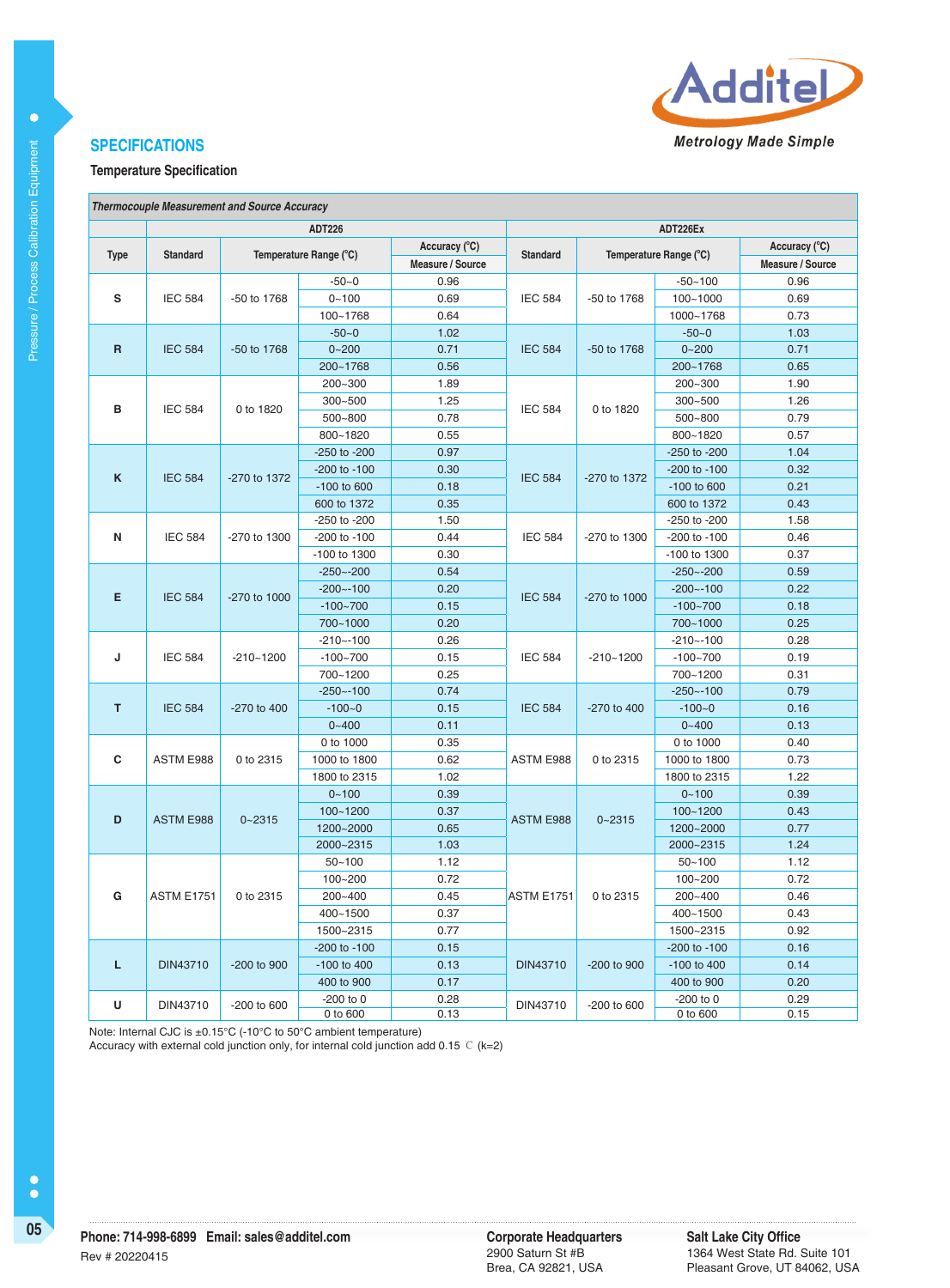## SPECIFICATIONS

### Temperature Specification

| *Thermocouple Measurement and Source Accuracy* | | | | | | | | |
|---|---|---|---|---|---|---|---|---|
| | ADT226 | | | | ADT226Ex | | | |
| Type | Standard | Temperature Range (°C) | | Accuracy (°C) Measure / Source | Standard | Temperature Range (°C) | | Accuracy (°C) Measure / Source |
| S | IEC 584 | -50 to 1768 | -50~0 | 0.96 | IEC 584 | -50 to 1768 | -50~100 | 0.96 |
| | | | 0~100 | 0.69 | | | 100~1000 | 0.69 |
| | | | 100~1768 | 0.64 | | | 1000~1768 | 0.73 |
| R | IEC 584 | -50 to 1768 | -50~0 | 1.02 | IEC 584 | -50 to 1768 | -50~0 | 1.03 |
| | | | 0~200 | 0.71 | | | 0~200 | 0.71 |
| | | | 200~1768 | 0.56 | | | 200~1768 | 0.65 |
| B | IEC 584 | 0 to 1820 | 200~300 | 1.89 | IEC 584 | 0 to 1820 | 200~300 | 1.90 |
| | | | 300~500 | 1.25 | | | 300~500 | 1.26 |
| | | | 500~800 | 0.78 | | | 500~800 | 0.79 |
| | | | 800~1820 | 0.55 | | | 800~1820 | 0.57 |
| K | IEC 584 | -270 to 1372 | -250 to -200 | 0.97 | IEC 584 | -270 to 1372 | -250 to -200 | 1.04 |
| | | | -200 to -100 | 0.30 | | | -200 to -100 | 0.32 |
| | | | -100 to 600 | 0.18 | | | -100 to 600 | 0.21 |
| | | | 600 to 1372 | 0.35 | | | 600 to 1372 | 0.43 |
| N | IEC 584 | -270 to 1300 | -250 to -200 | 1.50 | IEC 584 | -270 to 1300 | -250 to -200 | 1.58 |
| | | | -200 to -100 | 0.44 | | | -200 to -100 | 0.46 |
| | | | -100 to 1300 | 0.30 | | | -100 to 1300 | 0.37 |
| E | IEC 584 | -270 to 1000 | -250~-200 | 0.54 | IEC 584 | -270 to 1000 | -250~-200 | 0.59 |
| | | | -200~-100 | 0.20 | | | -200~-100 | 0.22 |
| | | | -100~700 | 0.15 | | | -100~700 | 0.18 |
| | | | 700~1000 | 0.20 | | | 700~1000 | 0.25 |
| J | IEC 584 | -210~1200 | -210~-100 | 0.26 | IEC 584 | -210~1200 | -210~-100 | 0.28 |
| | | | -100~700 | 0.15 | | | -100~700 | 0.19 |
| | | | 700~1200 | 0.25 | | | 700~1200 | 0.31 |
| T | IEC 584 | -270 to 400 | -250~-100 | 0.74 | IEC 584 | -270 to 400 | -250~-100 | 0.79 |
| | | | -100~0 | 0.15 | | | -100~0 | 0.16 |
| | | | 0~400 | 0.11 | | | 0~400 | 0.13 |
| C | ASTM E988 | 0 to 2315 | 0 to 1000 | 0.35 | ASTM E988 | 0 to 2315 | 0 to 1000 | 0.40 |
| | | | 1000 to 1800 | 0.62 | | | 1000 to 1800 | 0.73 |
| | | | 1800 to 2315 | 1.02 | | | 1800 to 2315 | 1.22 |
| D | ASTM E988 | 0~2315 | 0~100 | 0.39 | ASTM E988 | 0~2315 | 0~100 | 0.39 |
| | | | 100~1200 | 0.37 | | | 100~1200 | 0.43 |
| | | | 1200~2000 | 0.65 | | | 1200~2000 | 0.77 |
| | | | 2000~2315 | 1.03 | | | 2000~2315 | 1.24 |
| G | ASTM E1751 | 0 to 2315 | 50~100 | 1.12 | ASTM E1751 | 0 to 2315 | 50~100 | 1.12 |
| | | | 100~200 | 0.72 | | | 100~200 | 0.72 |
| | | | 200~400 | 0.45 | | | 200~400 | 0.46 |
| | | | 400~1500 | 0.37 | | | 400~1500 | 0.43 |
| | | | 1500~2315 | 0.77 | | | 1500~2315 | 0.92 |
| L | DIN43710 | -200 to 900 | -200 to -100 | 0.15 | DIN43710 | -200 to 900 | -200 to -100 | 0.16 |
| | | | -100 to 400 | 0.13 | | | -100 to 400 | 0.14 |
| | | | 400 to 900 | 0.17 | | | 400 to 900 | 0.20 |
| U | DIN43710 | -200 to 600 | -200 to 0 | 0.28 | DIN43710 | -200 to 600 | -200 to 0 | 0.29 |
| | | | 0 to 600 | 0.13 | | | 0 to 600 | 0.15 |

Note: Internal CJC is ±0.15°C (-10°C to 50°C ambient temperature)
Accuracy with external cold junction only, for internal cold junction add 0.15 ℃ (k=2)

**Phone: 714-998-6899 Email: sales@additel.com**
Rev # 20220415

**Corporate Headquarters**
2900 Saturn St #B
Brea, CA 92821, USA

**Salt Lake City Office**
1364 West State Rd. Suite 101
Pleasant Grove, UT 84062, USA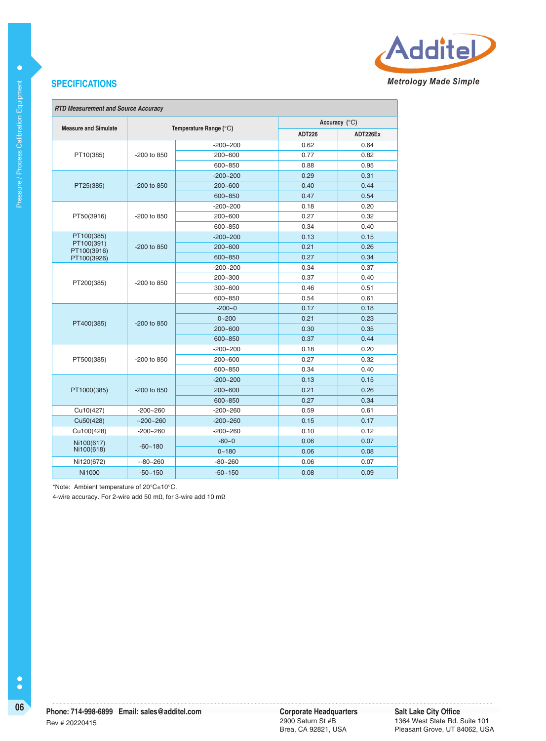## SPECIFICATIONS

| *RTD Measurement and Source Accuracy* | | | | |
|---|---|---|---|---|
| Measure and Simulate | Temperature Range (°C) | | Accuracy (°C) | |
| | | | ADT226 | ADT226Ex |
| PT10(385) | -200 to 850 | -200~200 | 0.62 | 0.64 |
| | | 200~600 | 0.77 | 0.82 |
| | | 600~850 | 0.88 | 0.95 |
| PT25(385) | -200 to 850 | -200~200 | 0.29 | 0.31 |
| | | 200~600 | 0.40 | 0.44 |
| | | 600~850 | 0.47 | 0.54 |
| PT50(3916) | -200 to 850 | -200~200 | 0.18 | 0.20 |
| | | 200~600 | 0.27 | 0.32 |
| | | 600~850 | 0.34 | 0.40 |
| PT100(385) PT100(391) PT100(3916) PT100(3926) | -200 to 850 | -200~200 | 0.13 | 0.15 |
| | | 200~600 | 0.21 | 0.26 |
| | | 600~850 | 0.27 | 0.34 |
| PT200(385) | -200 to 850 | -200~200 | 0.34 | 0.37 |
| | | 200~300 | 0.37 | 0.40 |
| | | 300~600 | 0.46 | 0.51 |
| | | 600~850 | 0.54 | 0.61 |
| PT400(385) | -200 to 850 | -200~0 | 0.17 | 0.18 |
| | | 0~200 | 0.21 | 0.23 |
| | | 200~600 | 0.30 | 0.35 |
| | | 600~850 | 0.37 | 0.44 |
| PT500(385) | -200 to 850 | -200~200 | 0.18 | 0.20 |
| | | 200~600 | 0.27 | 0.32 |
| | | 600~850 | 0.34 | 0.40 |
| PT1000(385) | -200 to 850 | -200~200 | 0.13 | 0.15 |
| | | 200~600 | 0.21 | 0.26 |
| | | 600~850 | 0.27 | 0.34 |
| Cu10(427) | -200~260 | -200~260 | 0.59 | 0.61 |
| Cu50(428) | --200~260 | -200~260 | 0.15 | 0.17 |
| Cu100(428) | -200~260 | -200~260 | 0.10 | 0.12 |
| Ni100(617) Ni100(618) | -60~180 | -60~0 | 0.06 | 0.07 |
| | | 0~180 | 0.06 | 0.08 |
| Ni120(672) | --80~260 | -80~260 | 0.06 | 0.07 |
| Ni1000 | -50~150 | -50~150 | 0.08 | 0.09 |

*Note: Ambient temperature of 20°C±10°C.

4-wire accuracy. For 2-wire add 50 mΩ, for 3-wire add 10 mΩ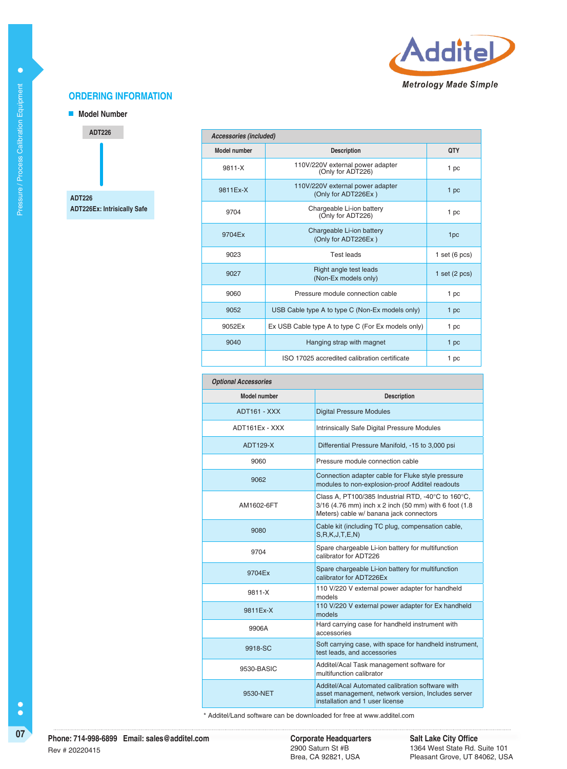## ORDERING INFORMATION

### Model Number

**ADT226**

**ADT226**
**ADT226Ex: Intrisically Safe**

| *Accessories (included)* | | |
|---|---|---|
| **Model number** | **Description** | **QTY** |
| 9811-X | 110V/220V external power adapter (Only for ADT226) | 1 pc |
| 9811Ex-X | 110V/220V external power adapter (Only for ADT226Ex ) | 1 pc |
| 9704 | Chargeable Li-ion battery (Only for ADT226) | 1 pc |
| 9704Ex | Chargeable Li-ion battery (Only for ADT226Ex ) | 1pc |
| 9023 | Test leads | 1 set (6 pcs) |
| 9027 | Right angle test leads (Non-Ex models only) | 1 set (2 pcs) |
| 9060 | Pressure module connection cable | 1 pc |
| 9052 | USB Cable type A to type C (Non-Ex models only) | 1 pc |
| 9052Ex | Ex USB Cable type A to type C (For Ex models only) | 1 pc |
| 9040 | Hanging strap with magnet | 1 pc |
| | ISO 17025 accredited calibration certificate | 1 pc |

| *Optional Accessories* | |
|---|---|
| **Model number** | **Description** |
| ADT161 - XXX | Digital Pressure Modules |
| ADT161Ex - XXX | Intrinsically Safe Digital Pressure Modules |
| ADT129-X | Differential Pressure Manifold, -15 to 3,000 psi |
| 9060 | Pressure module connection cable |
| 9062 | Connection adapter cable for Fluke style pressure modules to non-explosion-proof Additel readouts |
| AM1602-6FT | Class A, PT100/385 Industrial RTD, -40°C to 160°C, 3/16 (4.76 mm) inch x 2 inch (50 mm) with 6 foot (1.8 Meters) cable w/ banana jack connectors |
| 9080 | Cable kit (including TC plug, compensation cable, S,R,K,J,T,E,N) |
| 9704 | Spare chargeable Li-ion battery for multifunction calibrator for ADT226 |
| 9704Ex | Spare chargeable Li-ion battery for multifunction calibrator for ADT226Ex |
| 9811-X | 110 V/220 V external power adapter for handheld models |
| 9811Ex-X | 110 V/220 V external power adapter for Ex handheld models |
| 9906A | Hard carrying case for handheld instrument with accessories |
| 9918-SC | Soft carrying case, with space for handheld instrument, test leads, and accessories |
| 9530-BASIC | Additel/Acal Task management software for multifunction calibrator |
| 9530-NET | Additel/Acal Automated calibration software with asset management, network version, Includes server installation and 1 user license |

* Additel/Land software can be downloaded for free at www.additel.com

**Phone: 714-998-6899 Email: sales@additel.com**
Rev # 20220415

**Corporate Headquarters**
2900 Saturn St #B
Brea, CA 92821, USA

**Salt Lake City Office**
1364 West State Rd. Suite 101
Pleasant Grove, UT 84062, USA